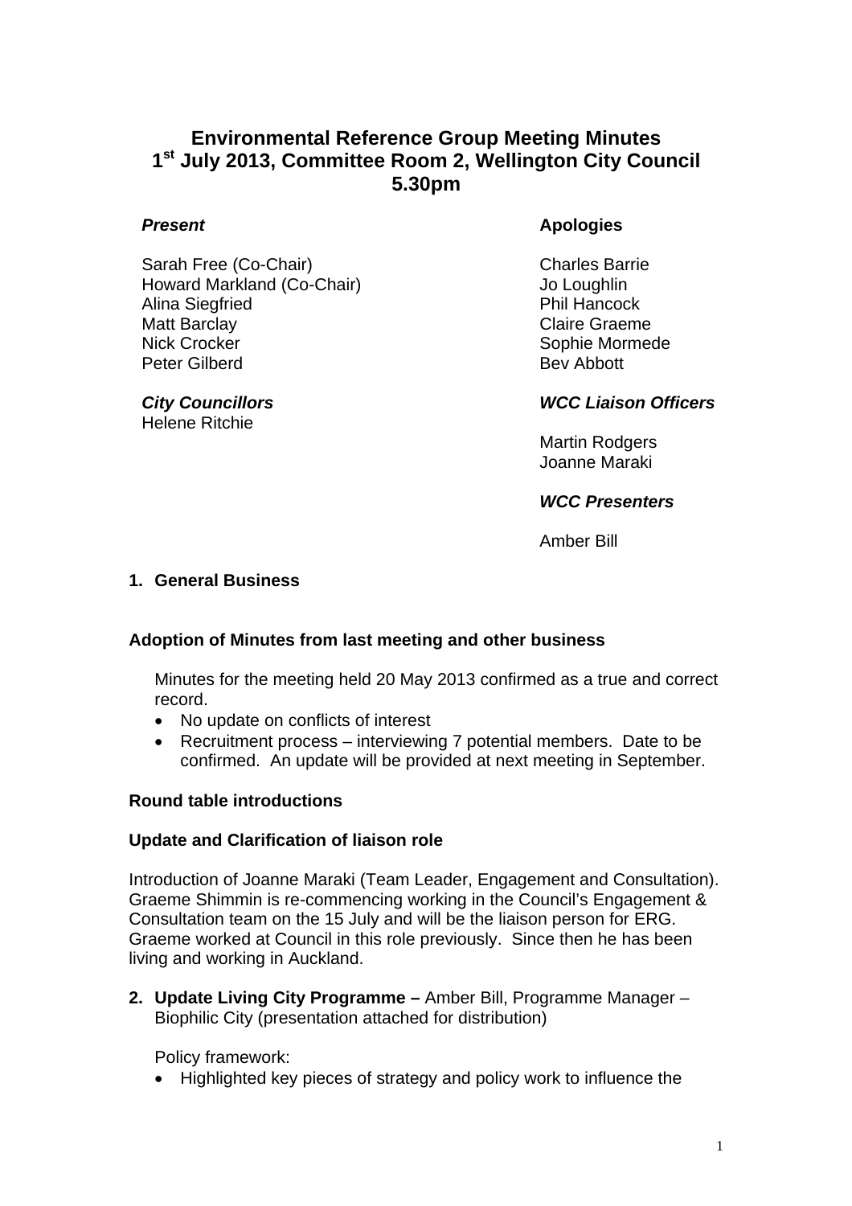# Environmental Reference Group Meeting Minutes
# 1st July 2013, Committee Room 2, Wellington City Council
# 5.30pm

***Present***

Sarah Free (Co-Chair)
Howard Markland (Co-Chair)
Alina Siegfried
Matt Barclay
Nick Crocker
Peter Gilberd

***City Councillors***
Helene Ritchie

**Apologies**

Charles Barrie
Jo Loughlin
Phil Hancock
Claire Graeme
Sophie Mormede
Bev Abbott

***WCC Liaison Officers***

Martin Rodgers
Joanne Maraki

***WCC Presenters***

Amber Bill

**1. General Business**

**Adoption of Minutes from last meeting and other business**

Minutes for the meeting held 20 May 2013 confirmed as a true and correct record.

- No update on conflicts of interest
- Recruitment process – interviewing 7 potential members. Date to be confirmed. An update will be provided at next meeting in September.

**Round table introductions**

**Update and Clarification of liaison role**

Introduction of Joanne Maraki (Team Leader, Engagement and Consultation). Graeme Shimmin is re-commencing working in the Council's Engagement & Consultation team on the 15 July and will be the liaison person for ERG. Graeme worked at Council in this role previously. Since then he has been living and working in Auckland.

**2. Update Living City Programme –** Amber Bill, Programme Manager – Biophilic City (presentation attached for distribution)

Policy framework:

- Highlighted key pieces of strategy and policy work to influence the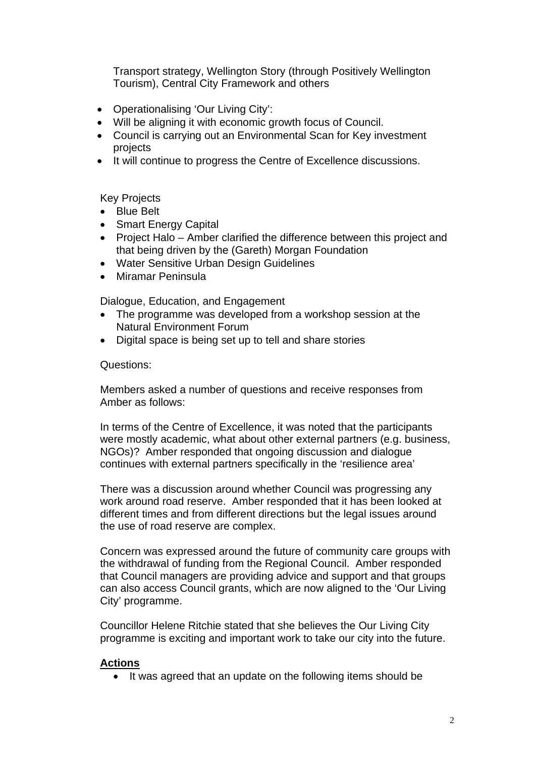Transport strategy, Wellington Story (through Positively Wellington Tourism), Central City Framework and others

- Operationalising 'Our Living City':
- Will be aligning it with economic growth focus of Council.
- Council is carrying out an Environmental Scan for Key investment projects
- It will continue to progress the Centre of Excellence discussions.

Key Projects

- Blue Belt
- Smart Energy Capital
- Project Halo – Amber clarified the difference between this project and that being driven by the (Gareth) Morgan Foundation
- Water Sensitive Urban Design Guidelines
- Miramar Peninsula

Dialogue, Education, and Engagement

- The programme was developed from a workshop session at the Natural Environment Forum
- Digital space is being set up to tell and share stories

Questions:

Members asked a number of questions and receive responses from Amber as follows:

In terms of the Centre of Excellence, it was noted that the participants were mostly academic, what about other external partners (e.g. business, NGOs)? Amber responded that ongoing discussion and dialogue continues with external partners specifically in the 'resilience area'

There was a discussion around whether Council was progressing any work around road reserve. Amber responded that it has been looked at different times and from different directions but the legal issues around the use of road reserve are complex.

Concern was expressed around the future of community care groups with the withdrawal of funding from the Regional Council. Amber responded that Council managers are providing advice and support and that groups can also access Council grants, which are now aligned to the 'Our Living City' programme.

Councillor Helene Ritchie stated that she believes the Our Living City programme is exciting and important work to take our city into the future.

**Actions**

- It was agreed that an update on the following items should be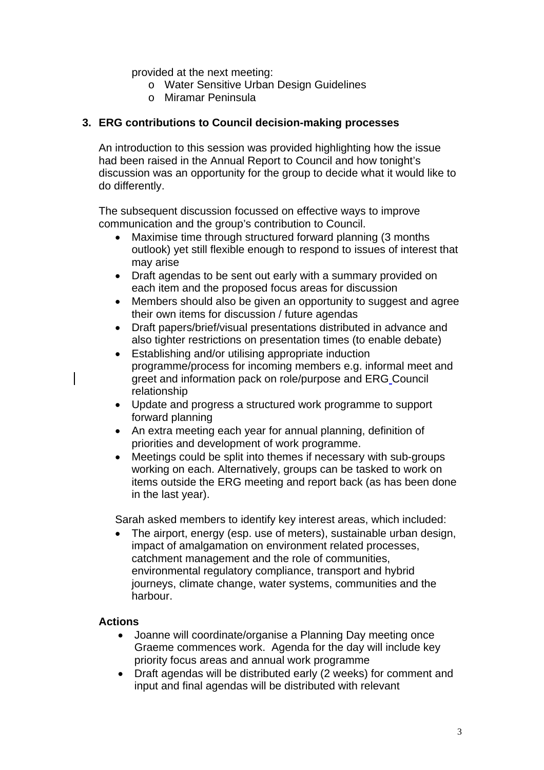provided at the next meeting:

- Water Sensitive Urban Design Guidelines
- Miramar Peninsula

### 3. ERG contributions to Council decision-making processes

An introduction to this session was provided highlighting how the issue had been raised in the Annual Report to Council and how tonight's discussion was an opportunity for the group to decide what it would like to do differently.

The subsequent discussion focussed on effective ways to improve communication and the group's contribution to Council.

- Maximise time through structured forward planning (3 months outlook) yet still flexible enough to respond to issues of interest that may arise
- Draft agendas to be sent out early with a summary provided on each item and the proposed focus areas for discussion
- Members should also be given an opportunity to suggest and agree their own items for discussion / future agendas
- Draft papers/brief/visual presentations distributed in advance and also tighter restrictions on presentation times (to enable debate)
- Establishing and/or utilising appropriate induction programme/process for incoming members e.g. informal meet and greet and information pack on role/purpose and ERG Council relationship
- Update and progress a structured work programme to support forward planning
- An extra meeting each year for annual planning, definition of priorities and development of work programme.
- Meetings could be split into themes if necessary with sub-groups working on each. Alternatively, groups can be tasked to work on items outside the ERG meeting and report back (as has been done in the last year).

Sarah asked members to identify key interest areas, which included:

- The airport, energy (esp. use of meters), sustainable urban design, impact of amalgamation on environment related processes, catchment management and the role of communities, environmental regulatory compliance, transport and hybrid journeys, climate change, water systems, communities and the harbour.

**Actions**

- Joanne will coordinate/organise a Planning Day meeting once Graeme commences work. Agenda for the day will include key priority focus areas and annual work programme
- Draft agendas will be distributed early (2 weeks) for comment and input and final agendas will be distributed with relevant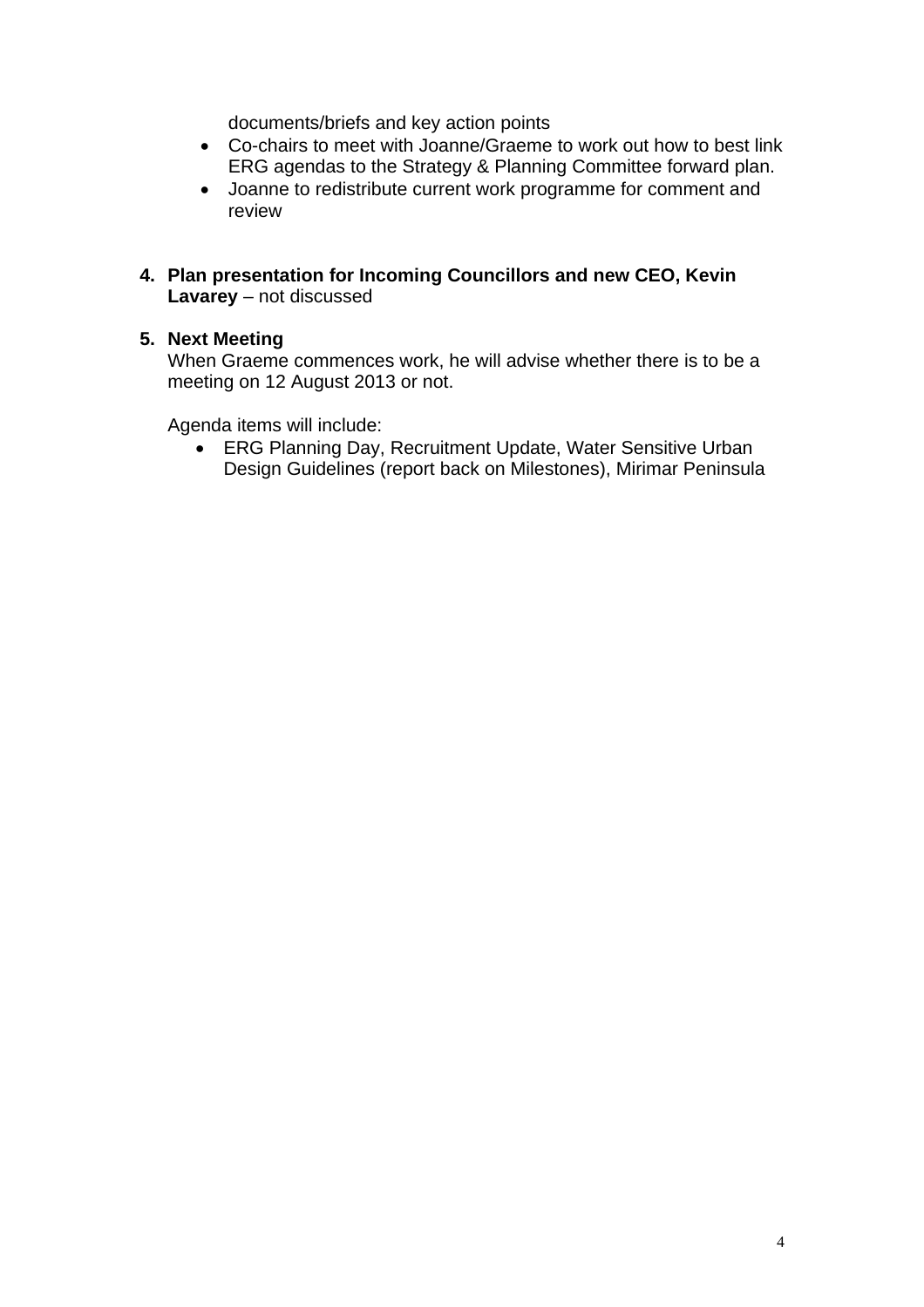documents/briefs and key action points
- Co-chairs to meet with Joanne/Graeme to work out how to best link ERG agendas to the Strategy & Planning Committee forward plan.
- Joanne to redistribute current work programme for comment and review

4. **Plan presentation for Incoming Councillors and new CEO, Kevin Lavarey** – not discussed

5. **Next Meeting**
   When Graeme commences work, he will advise whether there is to be a meeting on 12 August 2013 or not.

   Agenda items will include:
   - ERG Planning Day, Recruitment Update, Water Sensitive Urban Design Guidelines (report back on Milestones), Mirimar Peninsula